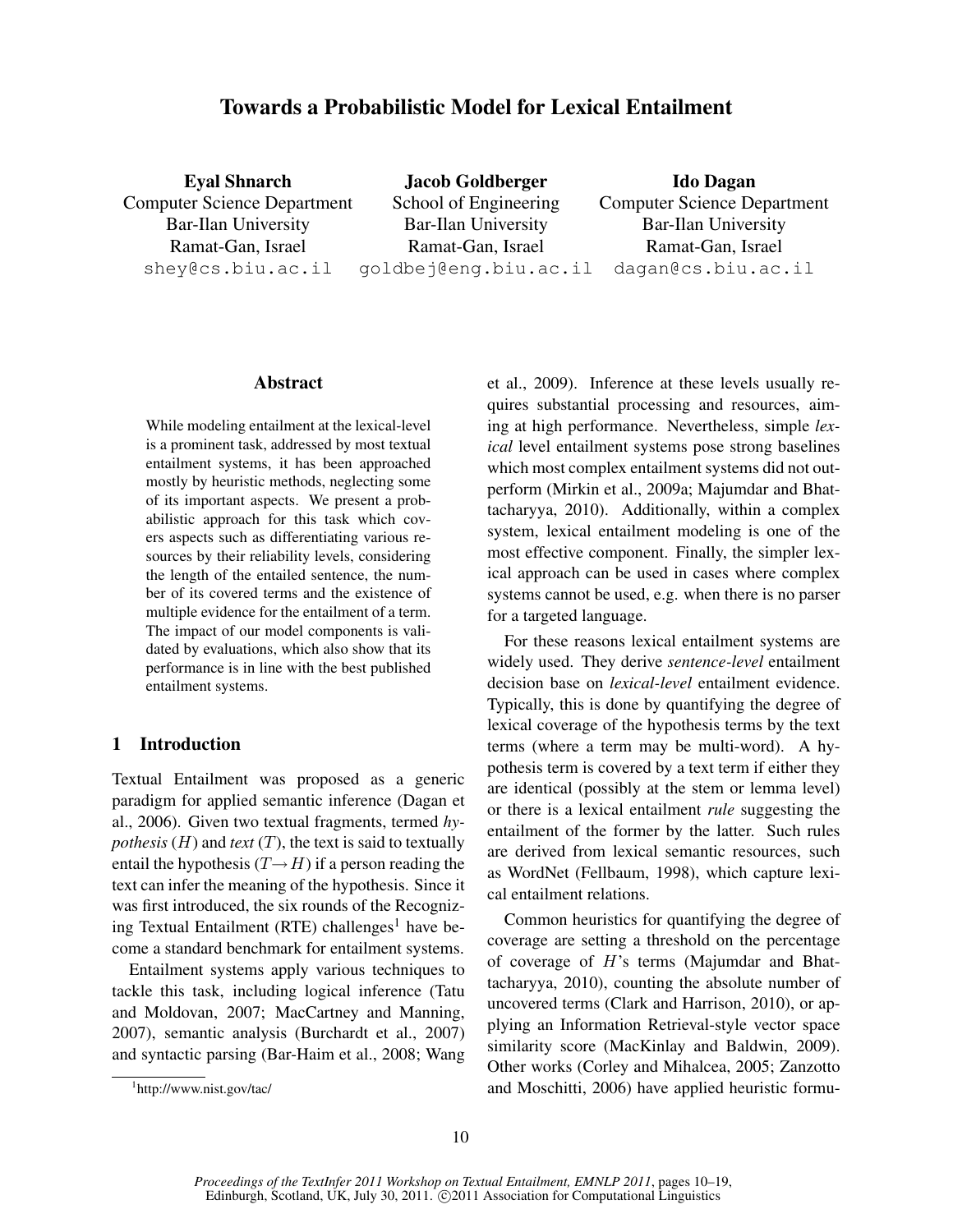# Towards a Probabilistic Model for Lexical Entailment

**Eyal Shnarch**
Computer Science Department
Bar-Ilan University
Ramat-Gan, Israel
shey@cs.biu.ac.il

**Jacob Goldberger**
School of Engineering
Bar-Ilan University
Ramat-Gan, Israel
goldbej@eng.biu.ac.il

**Ido Dagan**
Computer Science Department
Bar-Ilan University
Ramat-Gan, Israel
dagan@cs.biu.ac.il

## Abstract

While modeling entailment at the lexical-level is a prominent task, addressed by most textual entailment systems, it has been approached mostly by heuristic methods, neglecting some of its important aspects. We present a probabilistic approach for this task which covers aspects such as differentiating various resources by their reliability levels, considering the length of the entailed sentence, the number of its covered terms and the existence of multiple evidence for the entailment of a term. The impact of our model components is validated by evaluations, which also show that its performance is in line with the best published entailment systems.

## 1 Introduction

Textual Entailment was proposed as a generic paradigm for applied semantic inference (Dagan et al., 2006). Given two textual fragments, termed *hypothesis* ($H$) and *text* ($T$), the text is said to textually entail the hypothesis ($T \rightarrow H$) if a person reading the text can infer the meaning of the hypothesis. Since it was first introduced, the six rounds of the Recognizing Textual Entailment (RTE) challenges[1] have become a standard benchmark for entailment systems.

Entailment systems apply various techniques to tackle this task, including logical inference (Tatu and Moldovan, 2007; MacCartney and Manning, 2007), semantic analysis (Burchardt et al., 2007) and syntactic parsing (Bar-Haim et al., 2008; Wang et al., 2009). Inference at these levels usually requires substantial processing and resources, aiming at high performance. Nevertheless, simple *lexical* level entailment systems pose strong baselines which most complex entailment systems did not outperform (Mirkin et al., 2009a; Majumdar and Bhattacharyya, 2010). Additionally, within a complex system, lexical entailment modeling is one of the most effective component. Finally, the simpler lexical approach can be used in cases where complex systems cannot be used, e.g. when there is no parser for a targeted language.

For these reasons lexical entailment systems are widely used. They derive *sentence-level* entailment decision base on *lexical-level* entailment evidence. Typically, this is done by quantifying the degree of lexical coverage of the hypothesis terms by the text terms (where a term may be multi-word). A hypothesis term is covered by a text term if either they are identical (possibly at the stem or lemma level) or there is a lexical entailment *rule* suggesting the entailment of the former by the latter. Such rules are derived from lexical semantic resources, such as WordNet (Fellbaum, 1998), which capture lexical entailment relations.

Common heuristics for quantifying the degree of coverage are setting a threshold on the percentage of coverage of $H$'s terms (Majumdar and Bhattacharyya, 2010), counting the absolute number of uncovered terms (Clark and Harrison, 2010), or applying an Information Retrieval-style vector space similarity score (MacKinlay and Baldwin, 2009). Other works (Corley and Mihalcea, 2005; Zanzotto and Moschitti, 2006) have applied heuristic formu-

[1] http://www.nist.gov/tac/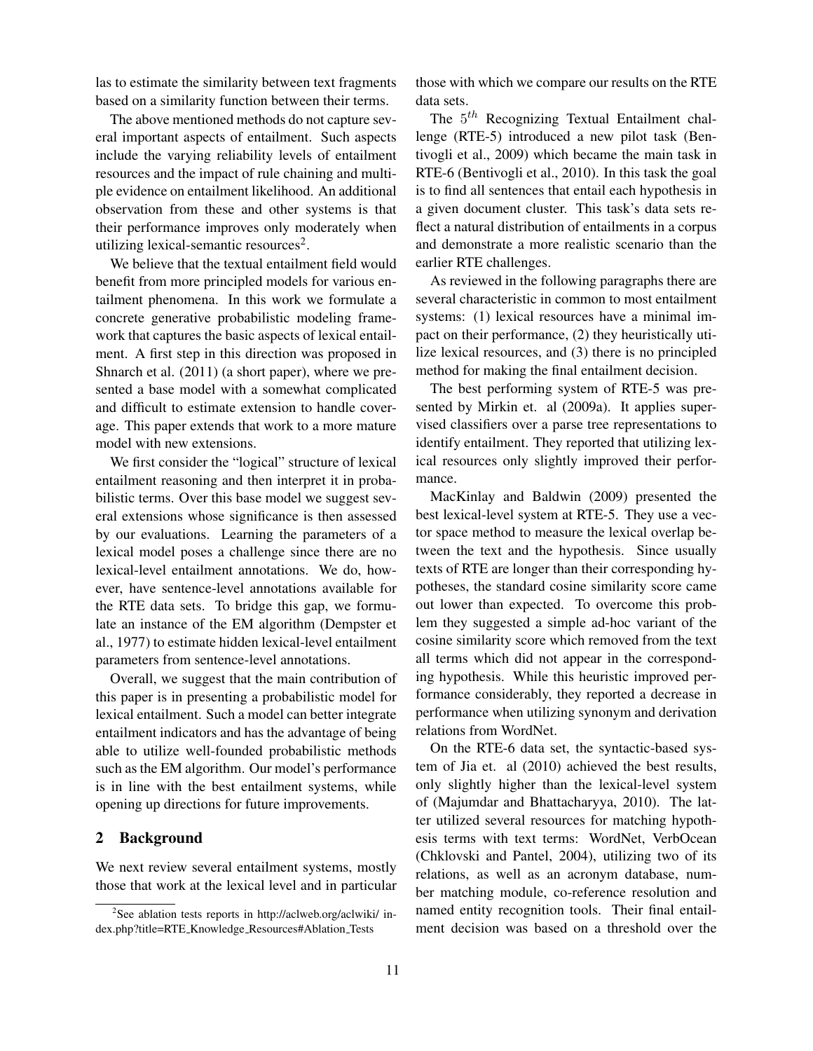las to estimate the similarity between text fragments based on a similarity function between their terms.

The above mentioned methods do not capture several important aspects of entailment. Such aspects include the varying reliability levels of entailment resources and the impact of rule chaining and multiple evidence on entailment likelihood. An additional observation from these and other systems is that their performance improves only moderately when utilizing lexical-semantic resources[2].

We believe that the textual entailment field would benefit from more principled models for various entailment phenomena. In this work we formulate a concrete generative probabilistic modeling framework that captures the basic aspects of lexical entailment. A first step in this direction was proposed in Shnarch et al. (2011) (a short paper), where we presented a base model with a somewhat complicated and difficult to estimate extension to handle coverage. This paper extends that work to a more mature model with new extensions.

We first consider the "logical" structure of lexical entailment reasoning and then interpret it in probabilistic terms. Over this base model we suggest several extensions whose significance is then assessed by our evaluations. Learning the parameters of a lexical model poses a challenge since there are no lexical-level entailment annotations. We do, however, have sentence-level annotations available for the RTE data sets. To bridge this gap, we formulate an instance of the EM algorithm (Dempster et al., 1977) to estimate hidden lexical-level entailment parameters from sentence-level annotations.

Overall, we suggest that the main contribution of this paper is in presenting a probabilistic model for lexical entailment. Such a model can better integrate entailment indicators and has the advantage of being able to utilize well-founded probabilistic methods such as the EM algorithm. Our model's performance is in line with the best entailment systems, while opening up directions for future improvements.

## 2 Background

We next review several entailment systems, mostly those that work at the lexical level and in particular those with which we compare our results on the RTE data sets.

The $5^{th}$ Recognizing Textual Entailment challenge (RTE-5) introduced a new pilot task (Bentivogli et al., 2009) which became the main task in RTE-6 (Bentivogli et al., 2010). In this task the goal is to find all sentences that entail each hypothesis in a given document cluster. This task's data sets reflect a natural distribution of entailments in a corpus and demonstrate a more realistic scenario than the earlier RTE challenges.

As reviewed in the following paragraphs there are several characteristic in common to most entailment systems: (1) lexical resources have a minimal impact on their performance, (2) they heuristically utilize lexical resources, and (3) there is no principled method for making the final entailment decision.

The best performing system of RTE-5 was presented by Mirkin et. al (2009a). It applies supervised classifiers over a parse tree representations to identify entailment. They reported that utilizing lexical resources only slightly improved their performance.

MacKinlay and Baldwin (2009) presented the best lexical-level system at RTE-5. They use a vector space method to measure the lexical overlap between the text and the hypothesis. Since usually texts of RTE are longer than their corresponding hypotheses, the standard cosine similarity score came out lower than expected. To overcome this problem they suggested a simple ad-hoc variant of the cosine similarity score which removed from the text all terms which did not appear in the corresponding hypothesis. While this heuristic improved performance considerably, they reported a decrease in performance when utilizing synonym and derivation relations from WordNet.

On the RTE-6 data set, the syntactic-based system of Jia et. al (2010) achieved the best results, only slightly higher than the lexical-level system of (Majumdar and Bhattacharyya, 2010). The latter utilized several resources for matching hypothesis terms with text terms: WordNet, VerbOcean (Chklovski and Pantel, 2004), utilizing two of its relations, as well as an acronym database, number matching module, co-reference resolution and named entity recognition tools. Their final entailment decision was based on a threshold over the

[2] See ablation tests reports in http://aclweb.org/aclwiki/index.php?title=RTE_Knowledge_Resources#Ablation_Tests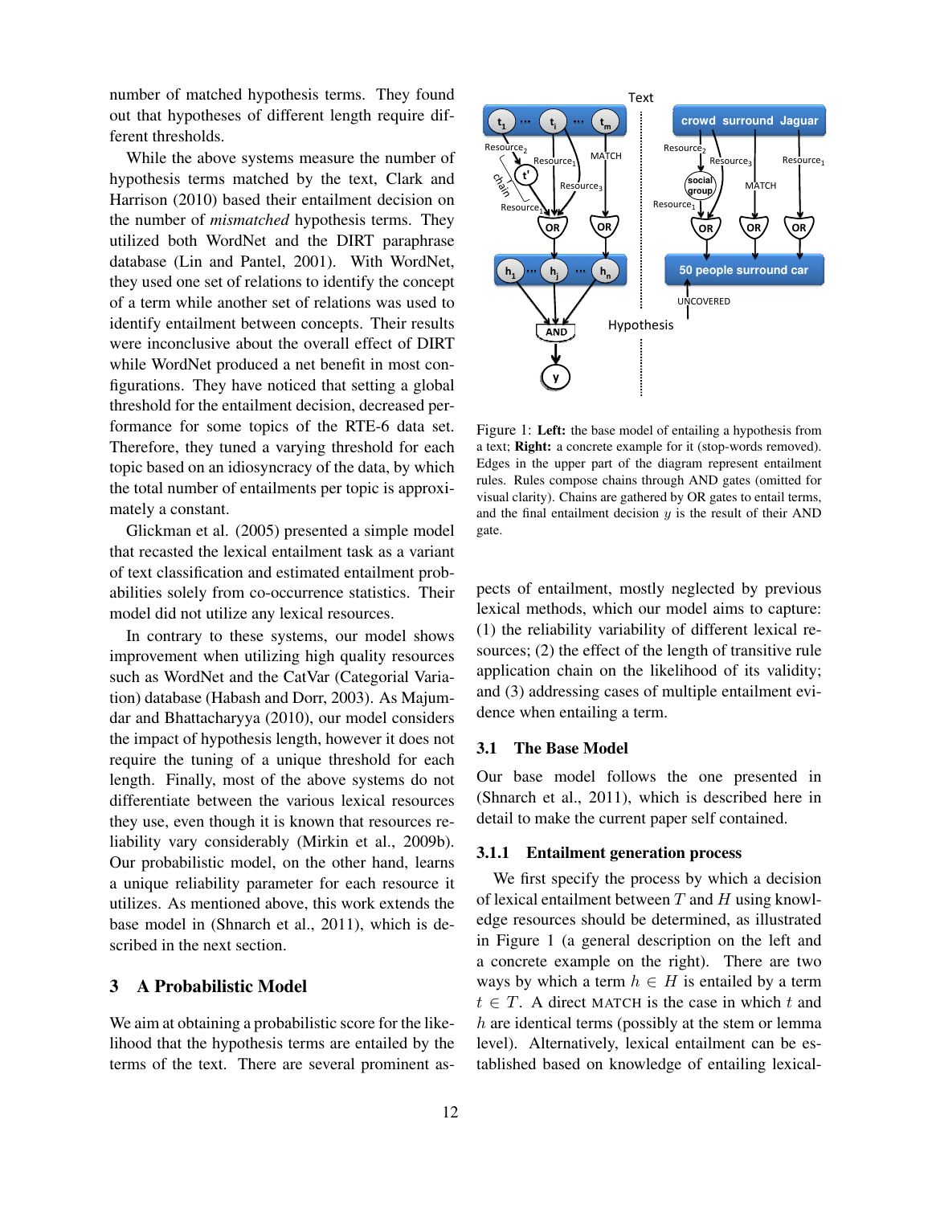number of matched hypothesis terms. They found out that hypotheses of different length require different thresholds.

While the above systems measure the number of hypothesis terms matched by the text, Clark and Harrison (2010) based their entailment decision on the number of *mismatched* hypothesis terms. They utilized both WordNet and the DIRT paraphrase database (Lin and Pantel, 2001). With WordNet, they used one set of relations to identify the concept of a term while another set of relations was used to identify entailment between concepts. Their results were inconclusive about the overall effect of DIRT while WordNet produced a net benefit in most configurations. They have noticed that setting a global threshold for the entailment decision, decreased performance for some topics of the RTE-6 data set. Therefore, they tuned a varying threshold for each topic based on an idiosyncracy of the data, by which the total number of entailments per topic is approximately a constant.

Glickman et al. (2005) presented a simple model that recasted the lexical entailment task as a variant of text classification and estimated entailment probabilities solely from co-occurrence statistics. Their model did not utilize any lexical resources.

In contrary to these systems, our model shows improvement when utilizing high quality resources such as WordNet and the CatVar (Categorial Variation) database (Habash and Dorr, 2003). As Majumdar and Bhattacharyya (2010), our model considers the impact of hypothesis length, however it does not require the tuning of a unique threshold for each length. Finally, most of the above systems do not differentiate between the various lexical resources they use, even though it is known that resources reliability vary considerably (Mirkin et al., 2009b). Our probabilistic model, on the other hand, learns a unique reliability parameter for each resource it utilizes. As mentioned above, this work extends the base model in (Shnarch et al., 2011), which is described in the next section.

## 3 A Probabilistic Model

We aim at obtaining a probabilistic score for the likelihood that the hypothesis terms are entailed by the terms of the text. There are several prominent aspects of entailment, mostly neglected by previous lexical methods, which our model aims to capture: (1) the reliability variability of different lexical resources; (2) the effect of the length of transitive rule application chain on the likelihood of its validity; and (3) addressing cases of multiple entailment evidence when entailing a term.

Figure 1: **Left:** the base model of entailing a hypothesis from a text; **Right:** a concrete example for it (stop-words removed). Edges in the upper part of the diagram represent entailment rules. Rules compose chains through AND gates (omitted for visual clarity). Chains are gathered by OR gates to entail terms, and the final entailment decision $y$ is the result of their AND gate.

### 3.1 The Base Model

Our base model follows the one presented in (Shnarch et al., 2011), which is described here in detail to make the current paper self contained.

#### 3.1.1 Entailment generation process

We first specify the process by which a decision of lexical entailment between $T$ and $H$ using knowledge resources should be determined, as illustrated in Figure 1 (a general description on the left and a concrete example on the right). There are two ways by which a term $h \in H$ is entailed by a term $t \in T$. A direct MATCH is the case in which $t$ and $h$ are identical terms (possibly at the stem or lemma level). Alternatively, lexical entailment can be established based on knowledge of entailing lexical-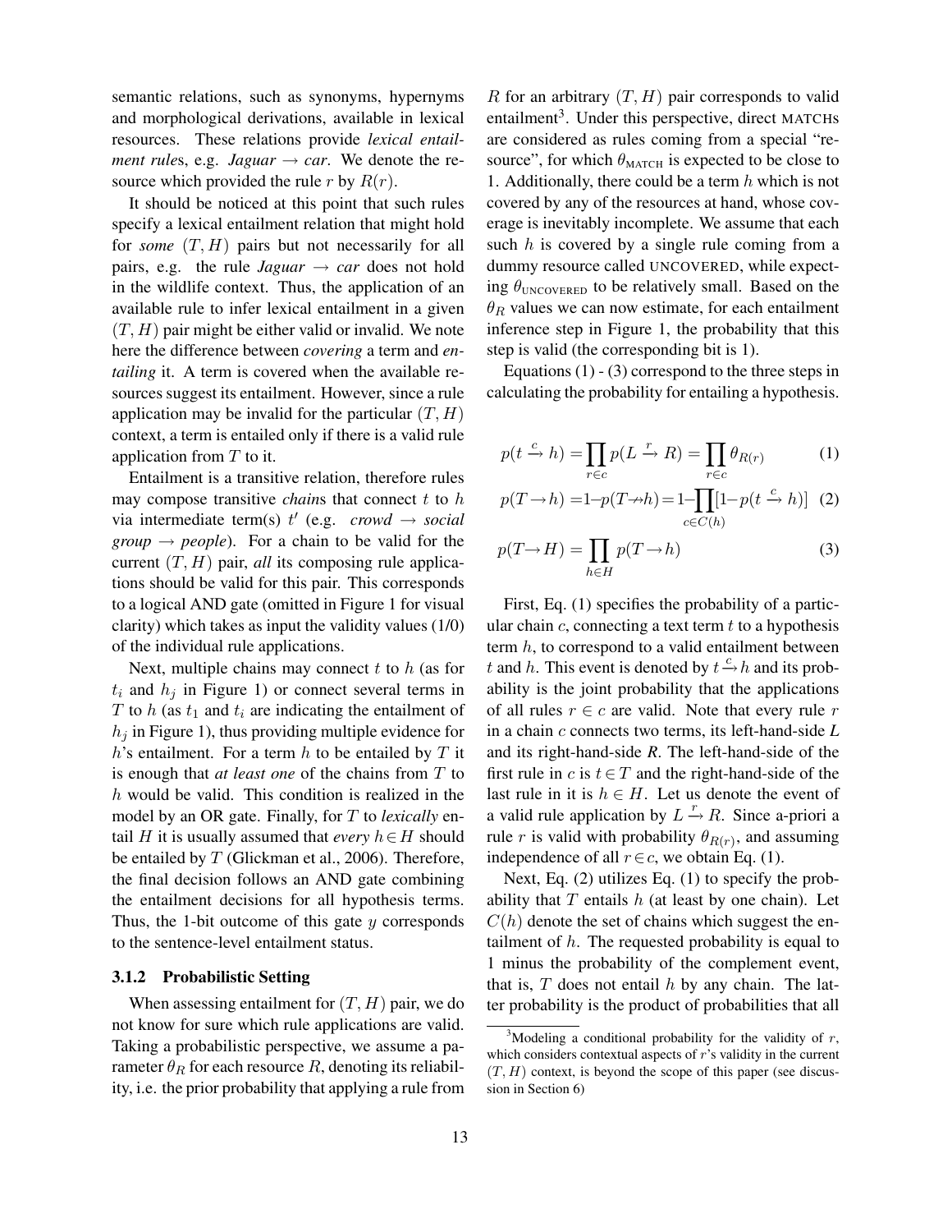semantic relations, such as synonyms, hypernyms and morphological derivations, available in lexical resources. These relations provide *lexical entailment rules*, e.g. *Jaguar* $\rightarrow$ *car*. We denote the resource which provided the rule $r$ by $R(r)$.

It should be noticed at this point that such rules specify a lexical entailment relation that might hold for *some* $(T, H)$ pairs but not necessarily for all pairs, e.g. the rule *Jaguar* $\rightarrow$ *car* does not hold in the wildlife context. Thus, the application of an available rule to infer lexical entailment in a given $(T, H)$ pair might be either valid or invalid. We note here the difference between *covering* a term and *entailing* it. A term is covered when the available resources suggest its entailment. However, since a rule application may be invalid for the particular $(T, H)$ context, a term is entailed only if there is a valid rule application from $T$ to it.

Entailment is a transitive relation, therefore rules may compose transitive *chains* that connect $t$ to $h$ via intermediate term(s) $t'$ (e.g. *crowd* $\rightarrow$ *social group* $\rightarrow$ *people*). For a chain to be valid for the current $(T, H)$ pair, *all* its composing rule applications should be valid for this pair. This corresponds to a logical AND gate (omitted in Figure 1 for visual clarity) which takes as input the validity values (1/0) of the individual rule applications.

Next, multiple chains may connect $t$ to $h$ (as for $t_i$ and $h_j$ in Figure 1) or connect several terms in $T$ to $h$ (as $t_1$ and $t_i$ are indicating the entailment of $h_j$ in Figure 1), thus providing multiple evidence for $h$'s entailment. For a term $h$ to be entailed by $T$ it is enough that *at least one* of the chains from $T$ to $h$ would be valid. This condition is realized in the model by an OR gate. Finally, for $T$ to *lexically* entail $H$ it is usually assumed that *every* $h \in H$ should be entailed by $T$ (Glickman et al., 2006). Therefore, the final decision follows an AND gate combining the entailment decisions for all hypothesis terms. Thus, the 1-bit outcome of this gate $y$ corresponds to the sentence-level entailment status.

### 3.1.2 Probabilistic Setting

When assessing entailment for $(T, H)$ pair, we do not know for sure which rule applications are valid. Taking a probabilistic perspective, we assume a parameter $\theta_R$ for each resource $R$, denoting its reliability, i.e. the prior probability that applying a rule from $R$ for an arbitrary $(T, H)$ pair corresponds to valid entailment[3]. Under this perspective, direct MATCHs are considered as rules coming from a special "resource", for which $\theta_{\text{MATCH}}$ is expected to be close to 1. Additionally, there could be a term $h$ which is not covered by any of the resources at hand, whose coverage is inevitably incomplete. We assume that each such $h$ is covered by a single rule coming from a dummy resource called UNCOVERED, while expecting $\theta_{\text{UNCOVERED}}$ to be relatively small. Based on the $\theta_R$ values we can now estimate, for each entailment inference step in Figure 1, the probability that this step is valid (the corresponding bit is 1).

Equations (1) - (3) correspond to the three steps in calculating the probability for entailing a hypothesis.

$$p(t \xrightarrow{c} h) = \prod_{r \in c} p(L \xrightarrow{r} R) = \prod_{r \in c} \theta_{R(r)} \quad (1)$$

$$p(T \rightarrow h) = 1 - p(T \nrightarrow h) = 1 - \prod_{c \in C(h)} [1 - p(t \xrightarrow{c} h)] \quad (2)$$

$$p(T \rightarrow H) = \prod_{h \in H} p(T \rightarrow h) \quad (3)$$

First, Eq. (1) specifies the probability of a particular chain $c$, connecting a text term $t$ to a hypothesis term $h$, to correspond to a valid entailment between $t$ and $h$. This event is denoted by $t \xrightarrow{c} h$ and its probability is the joint probability that the applications of all rules $r \in c$ are valid. Note that every rule $r$ in a chain $c$ connects two terms, its left-hand-side $L$ and its right-hand-side $R$. The left-hand-side of the first rule in $c$ is $t \in T$ and the right-hand-side of the last rule in it is $h \in H$. Let us denote the event of a valid rule application by $L \xrightarrow{r} R$. Since a-priori a rule $r$ is valid with probability $\theta_{R(r)}$, and assuming independence of all $r \in c$, we obtain Eq. (1).

Next, Eq. (2) utilizes Eq. (1) to specify the probability that $T$ entails $h$ (at least by one chain). Let $C(h)$ denote the set of chains which suggest the entailment of $h$. The requested probability is equal to 1 minus the probability of the complement event, that is, $T$ does not entail $h$ by any chain. The latter probability is the product of probabilities that all

[3]Modeling a conditional probability for the validity of $r$, which considers contextual aspects of $r$'s validity in the current $(T, H)$ context, is beyond the scope of this paper (see discussion in Section 6)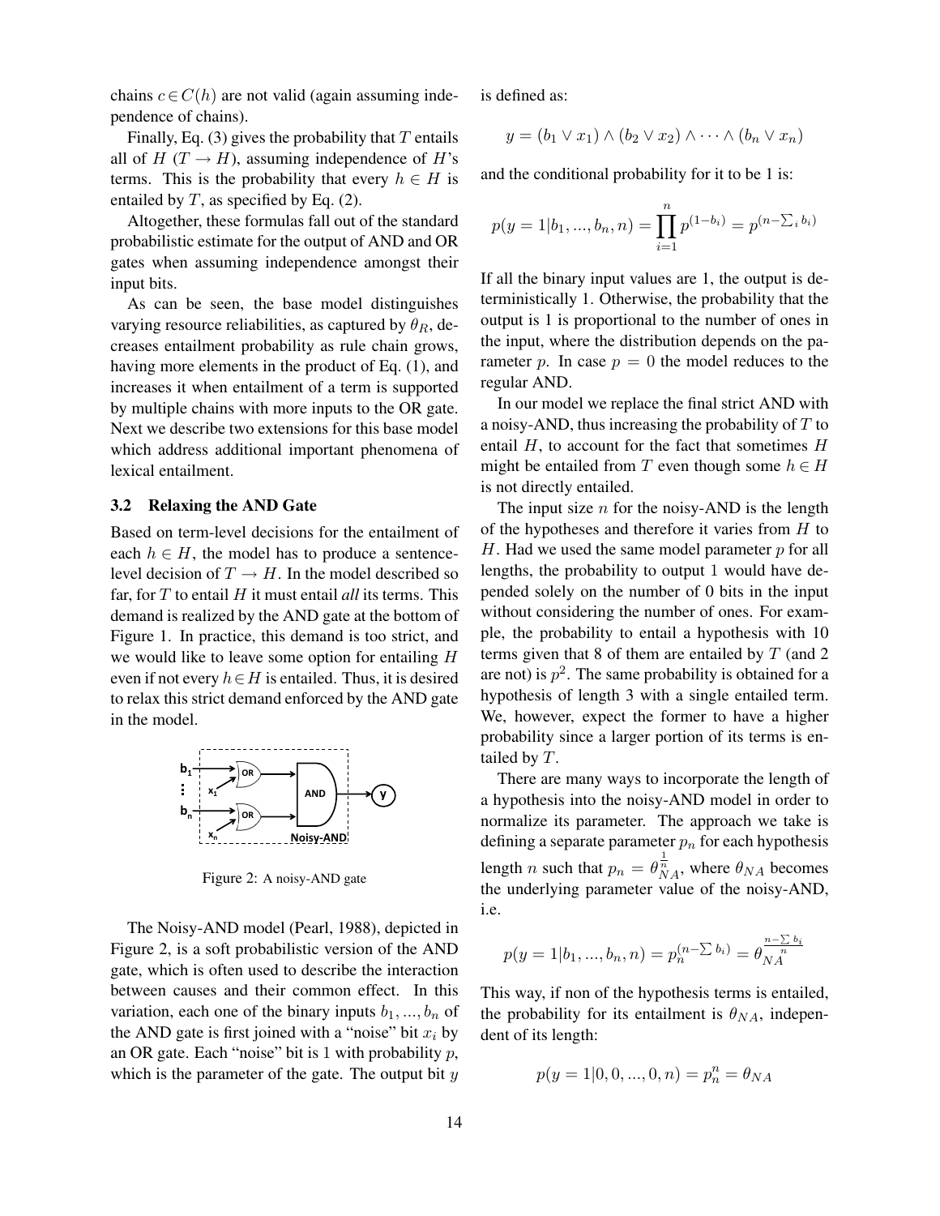chains $c \in C(h)$ are not valid (again assuming independence of chains).

Finally, Eq. (3) gives the probability that $T$ entails all of $H$ ($T \rightarrow H$), assuming independence of $H$'s terms. This is the probability that every $h \in H$ is entailed by $T$, as specified by Eq. (2).

Altogether, these formulas fall out of the standard probabilistic estimate for the output of AND and OR gates when assuming independence amongst their input bits.

As can be seen, the base model distinguishes varying resource reliabilities, as captured by $\theta_R$, decreases entailment probability as rule chain grows, having more elements in the product of Eq. (1), and increases it when entailment of a term is supported by multiple chains with more inputs to the OR gate. Next we describe two extensions for this base model which address additional important phenomena of lexical entailment.

### 3.2 Relaxing the AND Gate

Based on term-level decisions for the entailment of each $h \in H$, the model has to produce a sentence-level decision of $T \rightarrow H$. In the model described so far, for $T$ to entail $H$ it must entail *all* its terms. This demand is realized by the AND gate at the bottom of Figure 1. In practice, this demand is too strict, and we would like to leave some option for entailing $H$ even if not every $h \in H$ is entailed. Thus, it is desired to relax this strict demand enforced by the AND gate in the model.

Figure 2: A noisy-AND gate

The Noisy-AND model (Pearl, 1988), depicted in Figure 2, is a soft probabilistic version of the AND gate, which is often used to describe the interaction between causes and their common effect. In this variation, each one of the binary inputs $b_1, ..., b_n$ of the AND gate is first joined with a "noise" bit $x_i$ by an OR gate. Each "noise" bit is 1 with probability $p$, which is the parameter of the gate. The output bit $y$ is defined as:

$$y = (b_1 \vee x_1) \wedge (b_2 \vee x_2) \wedge \cdots \wedge (b_n \vee x_n)$$

and the conditional probability for it to be 1 is:

$$p(y = 1 | b_1, ..., b_n, n) = \prod_{i=1}^{n} p^{(1-b_i)} = p^{(n - \sum_i b_i)}$$

If all the binary input values are 1, the output is deterministically 1. Otherwise, the probability that the output is 1 is proportional to the number of ones in the input, where the distribution depends on the parameter $p$. In case $p = 0$ the model reduces to the regular AND.

In our model we replace the final strict AND with a noisy-AND, thus increasing the probability of $T$ to entail $H$, to account for the fact that sometimes $H$ might be entailed from $T$ even though some $h \in H$ is not directly entailed.

The input size $n$ for the noisy-AND is the length of the hypotheses and therefore it varies from $H$ to $H$. Had we used the same model parameter $p$ for all lengths, the probability to output 1 would have depended solely on the number of 0 bits in the input without considering the number of ones. For example, the probability to entail a hypothesis with 10 terms given that 8 of them are entailed by $T$ (and 2 are not) is $p^2$. The same probability is obtained for a hypothesis of length 3 with a single entailed term. We, however, expect the former to have a higher probability since a larger portion of its terms is entailed by $T$.

There are many ways to incorporate the length of a hypothesis into the noisy-AND model in order to normalize its parameter. The approach we take is defining a separate parameter $p_n$ for each hypothesis length $n$ such that $p_n = \theta_{NA}^{\frac{1}{n}}$, where $\theta_{NA}$ becomes the underlying parameter value of the noisy-AND, i.e.

$$p(y = 1 | b_1, ..., b_n, n) = p_n^{(n - \sum b_i)} = \theta_{NA}^{\frac{n - \sum b_i}{n}}$$

This way, if non of the hypothesis terms is entailed, the probability for its entailment is $\theta_{NA}$, independent of its length:

$$p(y = 1 | 0, 0, ..., 0, n) = p_n^n = \theta_{NA}$$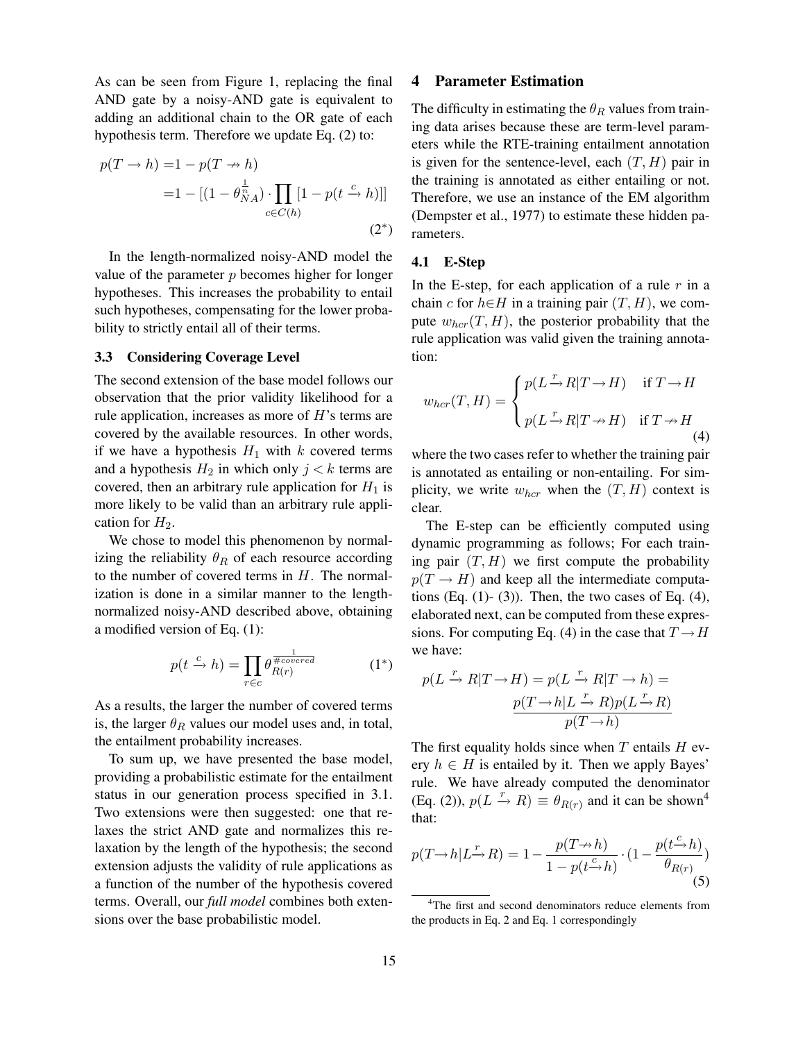As can be seen from Figure 1, replacing the final AND gate by a noisy-AND gate is equivalent to adding an additional chain to the OR gate of each hypothesis term. Therefore we update Eq. (2) to:

$$p(T \rightarrow h) = 1 - p(T \nrightarrow h)$$
$$= 1 - [(1 - \theta_{NA}^{\frac{1}{n}}) \cdot \prod_{c \in C(h)} [1 - p(t \xrightarrow{c} h)]] \quad (2^*)$$

In the length-normalized noisy-AND model the value of the parameter $p$ becomes higher for longer hypotheses. This increases the probability to entail such hypotheses, compensating for the lower probability to strictly entail all of their terms.

### 3.3 Considering Coverage Level

The second extension of the base model follows our observation that the prior validity likelihood for a rule application, increases as more of $H$'s terms are covered by the available resources. In other words, if we have a hypothesis $H_1$ with $k$ covered terms and a hypothesis $H_2$ in which only $j < k$ terms are covered, then an arbitrary rule application for $H_1$ is more likely to be valid than an arbitrary rule application for $H_2$.

We chose to model this phenomenon by normalizing the reliability $\theta_R$ of each resource according to the number of covered terms in $H$. The normalization is done in a similar manner to the length-normalized noisy-AND described above, obtaining a modified version of Eq. (1):

$$p(t \xrightarrow{c} h) = \prod_{r \in c} \theta_{R(r)}^{\frac{1}{\#covered}} \quad (1^*)$$

As a results, the larger the number of covered terms is, the larger $\theta_R$ values our model uses and, in total, the entailment probability increases.

To sum up, we have presented the base model, providing a probabilistic estimate for the entailment status in our generation process specified in 3.1. Two extensions were then suggested: one that relaxes the strict AND gate and normalizes this relaxation by the length of the hypothesis; the second extension adjusts the validity of rule applications as a function of the number of the hypothesis covered terms. Overall, our *full model* combines both extensions over the base probabilistic model.

## 4 Parameter Estimation

The difficulty in estimating the $\theta_R$ values from training data arises because these are term-level parameters while the RTE-training entailment annotation is given for the sentence-level, each $(T, H)$ pair in the training is annotated as either entailing or not. Therefore, we use an instance of the EM algorithm (Dempster et al., 1977) to estimate these hidden parameters.

### 4.1 E-Step

In the E-step, for each application of a rule $r$ in a chain $c$ for $h \in H$ in a training pair $(T, H)$, we compute $w_{hcr}(T, H)$, the posterior probability that the rule application was valid given the training annotation:

$$w_{hcr}(T, H) = \begin{cases} p(L \xrightarrow{r} R | T \rightarrow H) & \text{if } T \rightarrow H \\ p(L \xrightarrow{r} R | T \nrightarrow H) & \text{if } T \nrightarrow H \end{cases} \quad (4)$$

where the two cases refer to whether the training pair is annotated as entailing or non-entailing. For simplicity, we write $w_{hcr}$ when the $(T, H)$ context is clear.

The E-step can be efficiently computed using dynamic programming as follows; For each training pair $(T, H)$ we first compute the probability $p(T \rightarrow H)$ and keep all the intermediate computations (Eq. (1)- (3)). Then, the two cases of Eq. (4), elaborated next, can be computed from these expressions. For computing Eq. (4) in the case that $T \rightarrow H$ we have:

$$p(L \xrightarrow{r} R | T \rightarrow H) = p(L \xrightarrow{r} R | T \rightarrow h) = \frac{p(T \rightarrow h | L \xrightarrow{r} R) p(L \xrightarrow{r} R)}{p(T \rightarrow h)}$$

The first equality holds since when $T$ entails $H$ every $h \in H$ is entailed by it. Then we apply Bayes' rule. We have already computed the denominator (Eq. (2)), $p(L \xrightarrow{r} R) \equiv \theta_{R(r)}$ and it can be shown[4] that:

$$p(T \rightarrow h | L \xrightarrow{r} R) = 1 - \frac{p(T \nrightarrow h)}{1 - p(t \xrightarrow{c} h)} \cdot (1 - \frac{p(t \xrightarrow{c} h)}{\theta_{R(r)}}) \quad (5)$$

[4] The first and second denominators reduce elements from the products in Eq. 2 and Eq. 1 correspondingly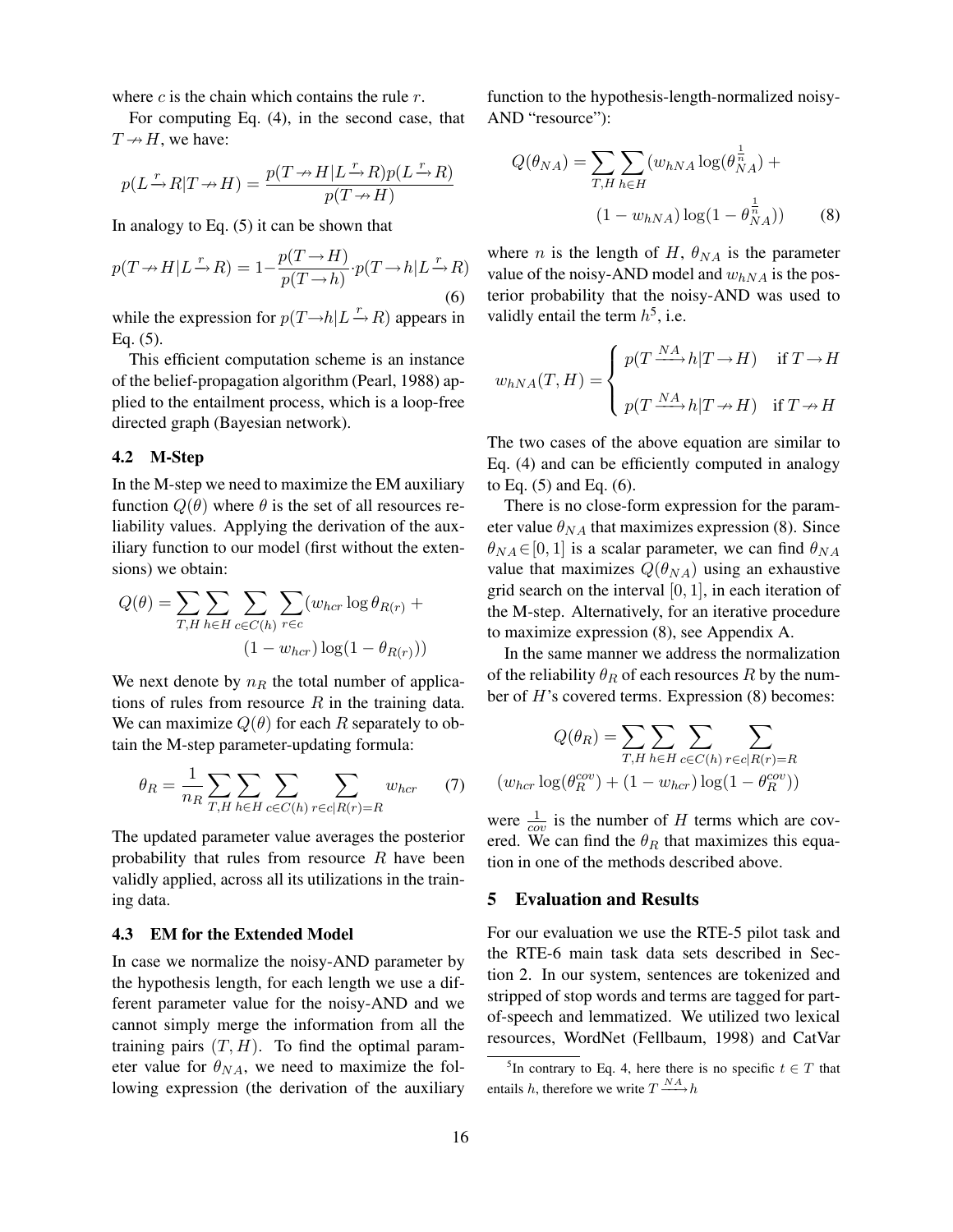where $c$ is the chain which contains the rule $r$.

For computing Eq. (4), in the second case, that $T \nrightarrow H$, we have:

$$p(L \xrightarrow{r} R | T \nrightarrow H) = \frac{p(T \nrightarrow H | L \xrightarrow{r} R) p(L \xrightarrow{r} R)}{p(T \nrightarrow H)}$$

In analogy to Eq. (5) it can be shown that

$$p(T \nrightarrow H | L \xrightarrow{r} R) = 1 - \frac{p(T \rightarrow H)}{p(T \rightarrow h)} \cdot p(T \rightarrow h | L \xrightarrow{r} R) \tag{6}$$

while the expression for $p(T \rightarrow h | L \xrightarrow{r} R)$ appears in Eq. (5).

This efficient computation scheme is an instance of the belief-propagation algorithm (Pearl, 1988) applied to the entailment process, which is a loop-free directed graph (Bayesian network).

### 4.2 M-Step

In the M-step we need to maximize the EM auxiliary function $Q(\theta)$ where $\theta$ is the set of all resources reliability values. Applying the derivation of the auxiliary function to our model (first without the extensions) we obtain:

$$Q(\theta) = \sum_{T,H} \sum_{h \in H} \sum_{c \in C(h)} \sum_{r \in c} (w_{hcr} \log \theta_{R(r)} + (1 - w_{hcr}) \log(1 - \theta_{R(r)}))$$

We next denote by $n_R$ the total number of applications of rules from resource $R$ in the training data. We can maximize $Q(\theta)$ for each $R$ separately to obtain the M-step parameter-updating formula:

$$\theta_R = \frac{1}{n_R} \sum_{T,H} \sum_{h \in H} \sum_{c \in C(h)} \sum_{r \in c | R(r) = R} w_{hcr} \tag{7}$$

The updated parameter value averages the posterior probability that rules from resource $R$ have been validly applied, across all its utilizations in the training data.

### 4.3 EM for the Extended Model

In case we normalize the noisy-AND parameter by the hypothesis length, for each length we use a different parameter value for the noisy-AND and we cannot simply merge the information from all the training pairs $(T, H)$. To find the optimal parameter value for $\theta_{NA}$, we need to maximize the following expression (the derivation of the auxiliary function to the hypothesis-length-normalized noisy-AND "resource"):

$$Q(\theta_{NA}) = \sum_{T,H} \sum_{h \in H} (w_{hNA} \log(\theta_{NA}^{\frac{1}{n}}) + (1 - w_{hNA}) \log(1 - \theta_{NA}^{\frac{1}{n}})) \tag{8}$$

where $n$ is the length of $H$, $\theta_{NA}$ is the parameter value of the noisy-AND model and $w_{hNA}$ is the posterior probability that the noisy-AND was used to validly entail the term $h$[5], i.e.

$$w_{hNA}(T, H) = \begin{cases} p(T \xrightarrow{NA} h | T \rightarrow H) & \text{if } T \rightarrow H \\ p(T \xrightarrow{NA} h | T \nrightarrow H) & \text{if } T \nrightarrow H \end{cases}$$

The two cases of the above equation are similar to Eq. (4) and can be efficiently computed in analogy to Eq. (5) and Eq. (6).

There is no close-form expression for the parameter value $\theta_{NA}$ that maximizes expression (8). Since $\theta_{NA} \in [0, 1]$ is a scalar parameter, we can find $\theta_{NA}$ value that maximizes $Q(\theta_{NA})$ using an exhaustive grid search on the interval $[0, 1]$, in each iteration of the M-step. Alternatively, for an iterative procedure to maximize expression (8), see Appendix A.

In the same manner we address the normalization of the reliability $\theta_R$ of each resources $R$ by the number of $H$'s covered terms. Expression (8) becomes:

$$Q(\theta_R) = \sum_{T,H} \sum_{h \in H} \sum_{c \in C(h)} \sum_{r \in c | R(r) = R} (w_{hcr} \log(\theta_R^{cov}) + (1 - w_{hcr}) \log(1 - \theta_R^{cov}))$$

were $\frac{1}{cov}$ is the number of $H$ terms which are covered. We can find the $\theta_R$ that maximizes this equation in one of the methods described above.

## 5 Evaluation and Results

For our evaluation we use the RTE-5 pilot task and the RTE-6 main task data sets described in Section 2. In our system, sentences are tokenized and stripped of stop words and terms are tagged for part-of-speech and lemmatized. We utilized two lexical resources, WordNet (Fellbaum, 1998) and CatVar

[5] In contrary to Eq. 4, here there is no specific $t \in T$ that entails $h$, therefore we write $T \xrightarrow{NA} h$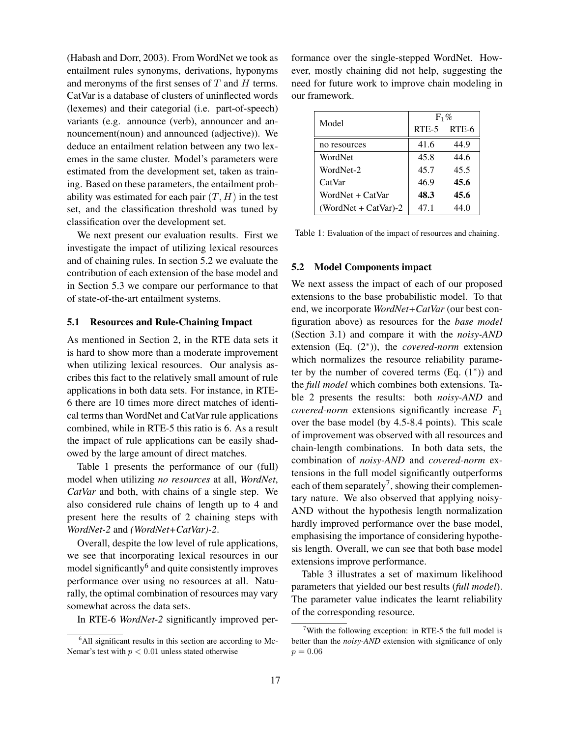(Habash and Dorr, 2003). From WordNet we took as entailment rules synonyms, derivations, hyponyms and meronyms of the first senses of $T$ and $H$ terms. CatVar is a database of clusters of uninflected words (lexemes) and their categorial (i.e. part-of-speech) variants (e.g. announce (verb), announcer and announcement(noun) and announced (adjective)). We deduce an entailment relation between any two lexemes in the same cluster. Model's parameters were estimated from the development set, taken as training. Based on these parameters, the entailment probability was estimated for each pair $(T, H)$ in the test set, and the classification threshold was tuned by classification over the development set.

We next present our evaluation results. First we investigate the impact of utilizing lexical resources and of chaining rules. In section 5.2 we evaluate the contribution of each extension of the base model and in Section 5.3 we compare our performance to that of state-of-the-art entailment systems.

### 5.1 Resources and Rule-Chaining Impact

As mentioned in Section 2, in the RTE data sets it is hard to show more than a moderate improvement when utilizing lexical resources. Our analysis ascribes this fact to the relatively small amount of rule applications in both data sets. For instance, in RTE-6 there are 10 times more direct matches of identical terms than WordNet and CatVar rule applications combined, while in RTE-5 this ratio is 6. As a result the impact of rule applications can be easily shadowed by the large amount of direct matches.

Table 1 presents the performance of our (full) model when utilizing *no resources* at all, *WordNet*, *CatVar* and both, with chains of a single step. We also considered rule chains of length up to 4 and present here the results of 2 chaining steps with *WordNet-2* and *(WordNet+CatVar)-2*.

Overall, despite the low level of rule applications, we see that incorporating lexical resources in our model significantly[6] and quite consistently improves performance over using no resources at all. Naturally, the optimal combination of resources may vary somewhat across the data sets.

In RTE-6 *WordNet-2* significantly improved performance over the single-stepped WordNet. However, mostly chaining did not help, suggesting the need for future work to improve chain modeling in our framework.

| Model | $F_1$% | |
|---|---|---|
| | RTE-5 | RTE-6 |
| no resources | 41.6 | 44.9 |
| WordNet | 45.8 | 44.6 |
| WordNet-2 | 45.7 | 45.5 |
| CatVar | 46.9 | **45.6** |
| WordNet + CatVar | **48.3** | **45.6** |
| (WordNet + CatVar)-2 | 47.1 | 44.0 |

Table 1: Evaluation of the impact of resources and chaining.

### 5.2 Model Components impact

We next assess the impact of each of our proposed extensions to the base probabilistic model. To that end, we incorporate *WordNet+CatVar* (our best configuration above) as resources for the *base model* (Section 3.1) and compare it with the *noisy-AND* extension (Eq. $(2^*)$), the *covered-norm* extension which normalizes the resource reliability parameter by the number of covered terms (Eq. $(1^*)$) and the *full model* which combines both extensions. Table 2 presents the results: both *noisy-AND* and *covered-norm* extensions significantly increase $F_1$ over the base model (by 4.5-8.4 points). This scale of improvement was observed with all resources and chain-length combinations. In both data sets, the combination of *noisy-AND* and *covered-norm* extensions in the full model significantly outperforms each of them separately[7], showing their complementary nature. We also observed that applying noisy-AND without the hypothesis length normalization hardly improved performance over the base model, emphasising the importance of considering hypothesis length. Overall, we can see that both base model extensions improve performance.

Table 3 illustrates a set of maximum likelihood parameters that yielded our best results (*full model*). The parameter value indicates the learnt reliability of the corresponding resource.

[6] All significant results in this section are according to McNemar's test with $p < 0.01$ unless stated otherwise

[7] With the following exception: in RTE-5 the full model is better than the *noisy-AND* extension with significance of only $p = 0.06$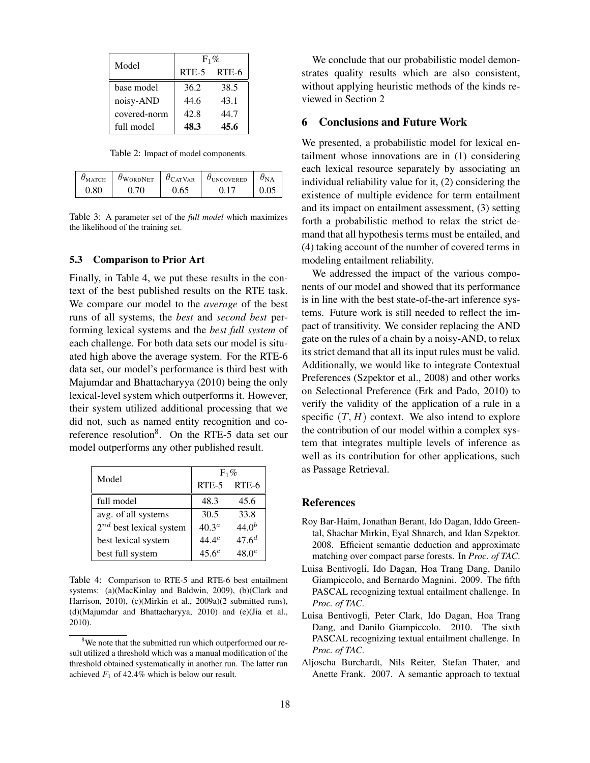| Model | $F_1$% | |
|---|---|---|
| | RTE-5 | RTE-6 |
| base model | 36.2 | 38.5 |
| noisy-AND | 44.6 | 43.1 |
| covered-norm | 42.8 | 44.7 |
| full model | **48.3** | **45.6** |

Table 2: Impact of model components.

| $\theta_{\text{MATCH}}$ | $\theta_{\text{WORDNET}}$ | $\theta_{\text{CATVAR}}$ | $\theta_{\text{UNCOVERED}}$ | $\theta_{\text{NA}}$ |
|---|---|---|---|---|
| 0.80 | 0.70 | 0.65 | 0.17 | 0.05 |

Table 3: A parameter set of the *full model* which maximizes the likelihood of the training set.

### 5.3 Comparison to Prior Art

Finally, in Table 4, we put these results in the context of the best published results on the RTE task. We compare our model to the *average* of the best runs of all systems, the *best* and *second best* performing lexical systems and the *best full system* of each challenge. For both data sets our model is situated high above the average system. For the RTE-6 data set, our model's performance is third best with Majumdar and Bhattacharyya (2010) being the only lexical-level system which outperforms it. However, their system utilized additional processing that we did not, such as named entity recognition and co-reference resolution[8]. On the RTE-5 data set our model outperforms any other published result.

| Model | $F_1$% | |
|---|---|---|
| | RTE-5 | RTE-6 |
| full model | 48.3 | 45.6 |
| avg. of all systems | 30.5 | 33.8 |
| $2^{nd}$ best lexical system | $40.3^a$ | $44.0^b$ |
| best lexical system | $44.4^c$ | $47.6^d$ |
| best full system | $45.6^c$ | $48.0^e$ |

Table 4: Comparison to RTE-5 and RTE-6 best entailment systems: (a)(MacKinlay and Baldwin, 2009), (b)(Clark and Harrison, 2010), (c)(Mirkin et al., 2009a)(2 submitted runs), (d)(Majumdar and Bhattacharyya, 2010) and (e)(Jia et al., 2010).

[8] We note that the submitted run which outperformed our result utilized a threshold which was a manual modification of the threshold obtained systematically in another run. The latter run achieved $F_1$ of 42.4% which is below our result.

We conclude that our probabilistic model demonstrates quality results which are also consistent, without applying heuristic methods of the kinds reviewed in Section 2

## 6 Conclusions and Future Work

We presented, a probabilistic model for lexical entailment whose innovations are in (1) considering each lexical resource separately by associating an individual reliability value for it, (2) considering the existence of multiple evidence for term entailment and its impact on entailment assessment, (3) setting forth a probabilistic method to relax the strict demand that all hypothesis terms must be entailed, and (4) taking account of the number of covered terms in modeling entailment reliability.

We addressed the impact of the various components of our model and showed that its performance is in line with the best state-of-the-art inference systems. Future work is still needed to reflect the impact of transitivity. We consider replacing the AND gate on the rules of a chain by a noisy-AND, to relax its strict demand that all its input rules must be valid. Additionally, we would like to integrate Contextual Preferences (Szpektor et al., 2008) and other works on Selectional Preference (Erk and Pado, 2010) to verify the validity of the application of a rule in a specific $(T, H)$ context. We also intend to explore the contribution of our model within a complex system that integrates multiple levels of inference as well as its contribution for other applications, such as Passage Retrieval.

## References

Roy Bar-Haim, Jonathan Berant, Ido Dagan, Iddo Greental, Shachar Mirkin, Eyal Shnarch, and Idan Szpektor. 2008. Efficient semantic deduction and approximate matching over compact parse forests. In *Proc. of TAC*.

Luisa Bentivogli, Ido Dagan, Hoa Trang Dang, Danilo Giampiccolo, and Bernardo Magnini. 2009. The fifth PASCAL recognizing textual entailment challenge. In *Proc. of TAC*.

Luisa Bentivogli, Peter Clark, Ido Dagan, Hoa Trang Dang, and Danilo Giampiccolo. 2010. The sixth PASCAL recognizing textual entailment challenge. In *Proc. of TAC*.

Aljoscha Burchardt, Nils Reiter, Stefan Thater, and Anette Frank. 2007. A semantic approach to textual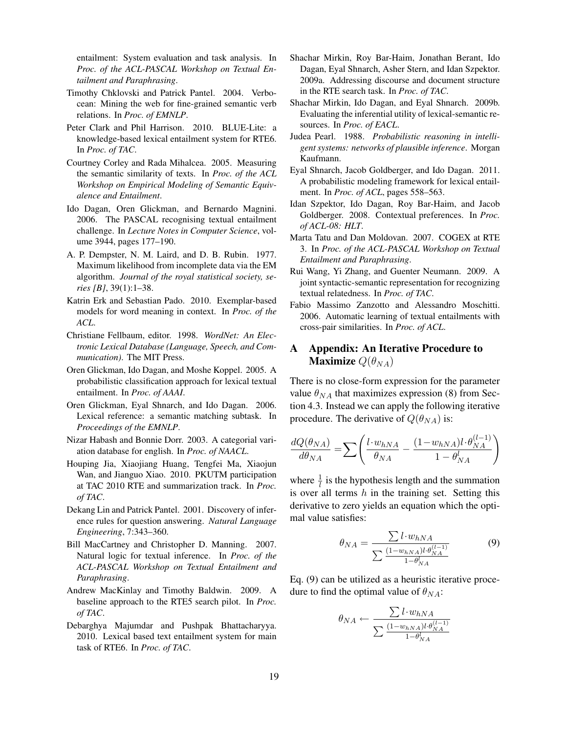entailment: System evaluation and task analysis. In *Proc. of the ACL-PASCAL Workshop on Textual Entailment and Paraphrasing*.

Timothy Chklovski and Patrick Pantel. 2004. Verbocean: Mining the web for fine-grained semantic verb relations. In *Proc. of EMNLP*.

Peter Clark and Phil Harrison. 2010. BLUE-Lite: a knowledge-based lexical entailment system for RTE6. In *Proc. of TAC*.

Courtney Corley and Rada Mihalcea. 2005. Measuring the semantic similarity of texts. In *Proc. of the ACL Workshop on Empirical Modeling of Semantic Equivalence and Entailment*.

Ido Dagan, Oren Glickman, and Bernardo Magnini. 2006. The PASCAL recognising textual entailment challenge. In *Lecture Notes in Computer Science*, volume 3944, pages 177–190.

A. P. Dempster, N. M. Laird, and D. B. Rubin. 1977. Maximum likelihood from incomplete data via the EM algorithm. *Journal of the royal statistical society, series [B]*, 39(1):1–38.

Katrin Erk and Sebastian Pado. 2010. Exemplar-based models for word meaning in context. In *Proc. of the ACL*.

Christiane Fellbaum, editor. 1998. *WordNet: An Electronic Lexical Database (Language, Speech, and Communication)*. The MIT Press.

Oren Glickman, Ido Dagan, and Moshe Koppel. 2005. A probabilistic classification approach for lexical textual entailment. In *Proc. of AAAI*.

Oren Glickman, Eyal Shnarch, and Ido Dagan. 2006. Lexical reference: a semantic matching subtask. In *Proceedings of the EMNLP*.

Nizar Habash and Bonnie Dorr. 2003. A categorial variation database for english. In *Proc. of NAACL*.

Houping Jia, Xiaojiang Huang, Tengfei Ma, Xiaojun Wan, and Jianguo Xiao. 2010. PKUTM participation at TAC 2010 RTE and summarization track. In *Proc. of TAC*.

Dekang Lin and Patrick Pantel. 2001. Discovery of inference rules for question answering. *Natural Language Engineering*, 7:343–360.

Bill MacCartney and Christopher D. Manning. 2007. Natural logic for textual inference. In *Proc. of the ACL-PASCAL Workshop on Textual Entailment and Paraphrasing*.

Andrew MacKinlay and Timothy Baldwin. 2009. A baseline approach to the RTE5 search pilot. In *Proc. of TAC*.

Debarghya Majumdar and Pushpak Bhattacharyya. 2010. Lexical based text entailment system for main task of RTE6. In *Proc. of TAC*.

Shachar Mirkin, Roy Bar-Haim, Jonathan Berant, Ido Dagan, Eyal Shnarch, Asher Stern, and Idan Szpektor. 2009a. Addressing discourse and document structure in the RTE search task. In *Proc. of TAC*.

Shachar Mirkin, Ido Dagan, and Eyal Shnarch. 2009b. Evaluating the inferential utility of lexical-semantic resources. In *Proc. of EACL*.

Judea Pearl. 1988. *Probabilistic reasoning in intelligent systems: networks of plausible inference*. Morgan Kaufmann.

Eyal Shnarch, Jacob Goldberger, and Ido Dagan. 2011. A probabilistic modeling framework for lexical entailment. In *Proc. of ACL*, pages 558–563.

Idan Szpektor, Ido Dagan, Roy Bar-Haim, and Jacob Goldberger. 2008. Contextual preferences. In *Proc. of ACL-08: HLT*.

Marta Tatu and Dan Moldovan. 2007. COGEX at RTE 3. In *Proc. of the ACL-PASCAL Workshop on Textual Entailment and Paraphrasing*.

Rui Wang, Yi Zhang, and Guenter Neumann. 2009. A joint syntactic-semantic representation for recognizing textual relatedness. In *Proc. of TAC*.

Fabio Massimo Zanzotto and Alessandro Moschitti. 2006. Automatic learning of textual entailments with cross-pair similarities. In *Proc. of ACL*.

# A Appendix: An Iterative Procedure to Maximize $Q(\theta_{NA})$

There is no close-form expression for the parameter value $\theta_{NA}$ that maximizes expression (8) from Section 4.3. Instead we can apply the following iterative procedure. The derivative of $Q(\theta_{NA})$ is:

$$\frac{dQ(\theta_{NA})}{d\theta_{NA}} = \sum \left( \frac{l \cdot w_{hNA}}{\theta_{NA}} - \frac{(1-w_{hNA}) l \cdot \theta_{NA}^{(l-1)}}{1 - \theta_{NA}^{l}} \right)$$

where $\frac{1}{l}$ is the hypothesis length and the summation is over all terms $h$ in the training set. Setting this derivative to zero yields an equation which the optimal value satisfies:

$$\theta_{NA} = \frac{\sum l \cdot w_{hNA}}{\sum \frac{(1-w_{hNA}) l \cdot \theta_{NA}^{(l-1)}}{1-\theta_{NA}^{l}}} \tag{9}$$

Eq. (9) can be utilized as a heuristic iterative procedure to find the optimal value of $\theta_{NA}$:

$$\theta_{NA} \leftarrow \frac{\sum l \cdot w_{hNA}}{\sum \frac{(1-w_{hNA}) l \cdot \theta_{NA}^{(l-1)}}{1-\theta_{NA}^{l}}}$$